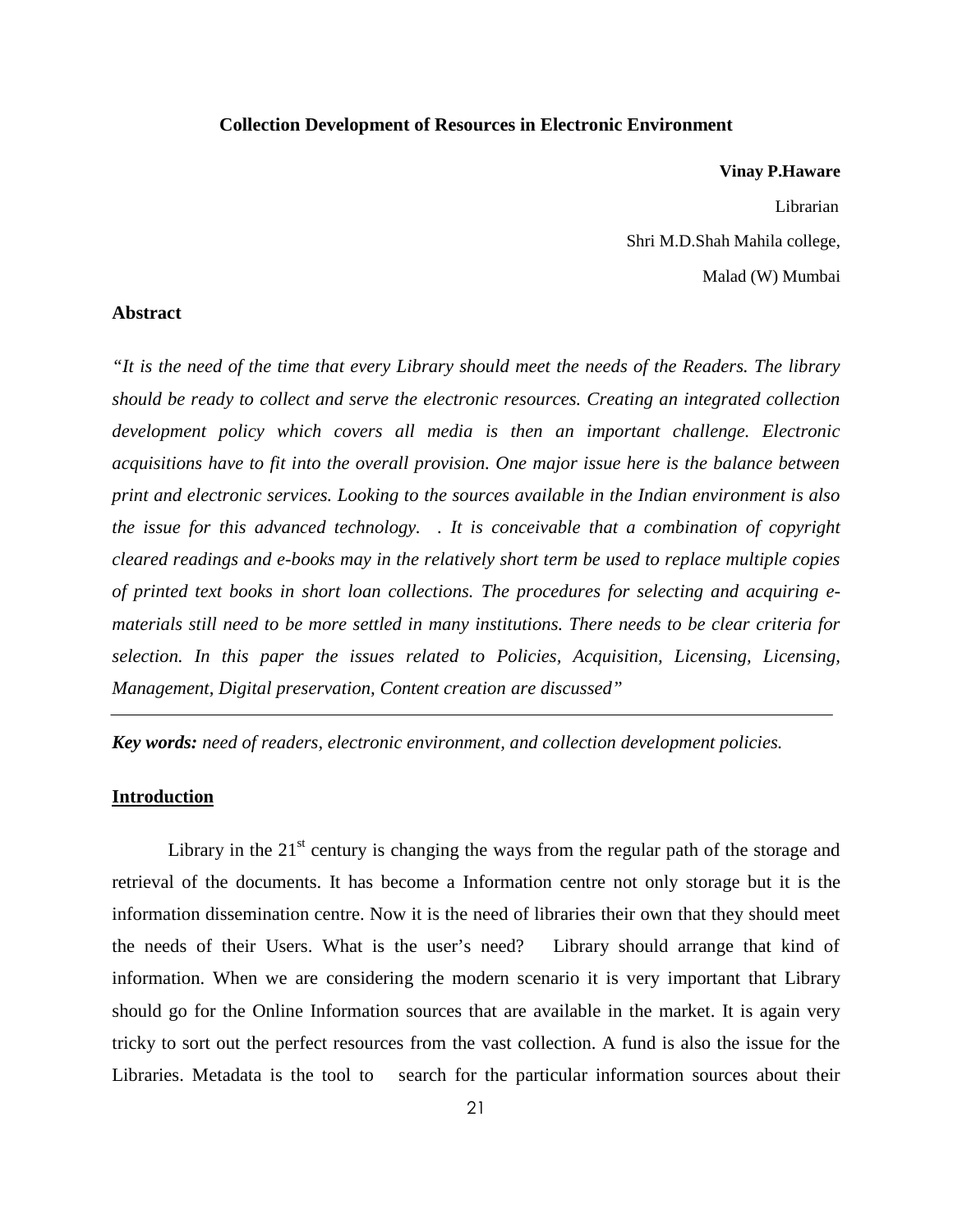# Collection Development of Resources in Electronic Environment

**Vinay P.Haware**

Librarian

Shri M.D.Shah Mahila college,

Malad (W) Mumbai

## Abstract

*"It is the need of the time that every Library should meet the needs of the Readers. The library should be ready to collect and serve the electronic resources. Creating an integrated collection development policy which covers all media is then an important challenge. Electronic acquisitions have to fit into the overall provision. One major issue here is the balance between print and electronic services. Looking to the sources available in the Indian environment is also the issue for this advanced technology. . It is conceivable that a combination of copyright cleared readings and e-books may in the relatively short term be used to replace multiple copies of printed text books in short loan collections. The procedures for selecting and acquiring e-materials still need to be more settled in many institutions. There needs to be clear criteria for selection. In this paper the issues related to Policies, Acquisition, Licensing, Licensing, Management, Digital preservation, Content creation are discussed"*

---

***Key words:** need of readers, electronic environment, and collection development policies.*

## Introduction

Library in the 21st century is changing the ways from the regular path of the storage and retrieval of the documents. It has become a Information centre not only storage but it is the information dissemination centre. Now it is the need of libraries their own that they should meet the needs of their Users. What is the user's need? Library should arrange that kind of information. When we are considering the modern scenario it is very important that Library should go for the Online Information sources that are available in the market. It is again very tricky to sort out the perfect resources from the vast collection. A fund is also the issue for the Libraries. Metadata is the tool to search for the particular information sources about their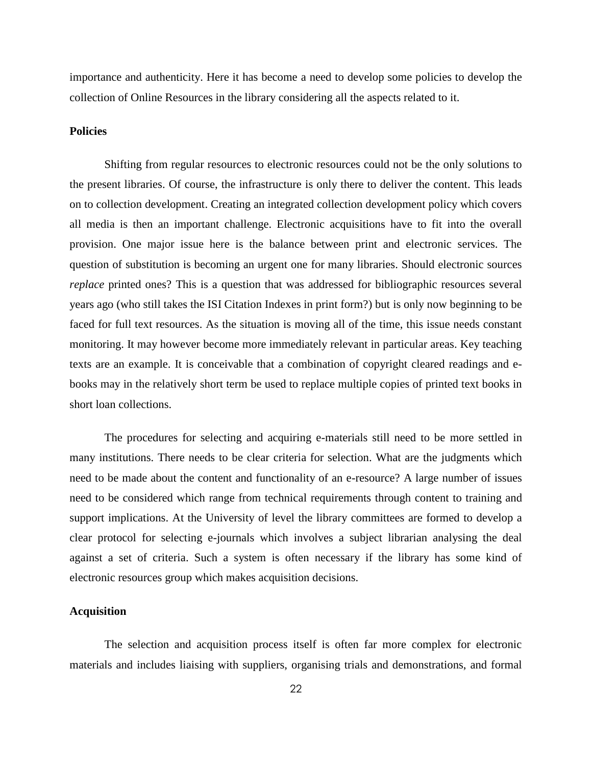importance and authenticity. Here it has become a need to develop some policies to develop the collection of Online Resources in the library considering all the aspects related to it.

**Policies**

Shifting from regular resources to electronic resources could not be the only solutions to the present libraries. Of course, the infrastructure is only there to deliver the content. This leads on to collection development. Creating an integrated collection development policy which covers all media is then an important challenge. Electronic acquisitions have to fit into the overall provision. One major issue here is the balance between print and electronic services. The question of substitution is becoming an urgent one for many libraries. Should electronic sources *replace* printed ones? This is a question that was addressed for bibliographic resources several years ago (who still takes the ISI Citation Indexes in print form?) but is only now beginning to be faced for full text resources. As the situation is moving all of the time, this issue needs constant monitoring. It may however become more immediately relevant in particular areas. Key teaching texts are an example. It is conceivable that a combination of copyright cleared readings and e-books may in the relatively short term be used to replace multiple copies of printed text books in short loan collections.

The procedures for selecting and acquiring e-materials still need to be more settled in many institutions. There needs to be clear criteria for selection. What are the judgments which need to be made about the content and functionality of an e-resource? A large number of issues need to be considered which range from technical requirements through content to training and support implications. At the University of level the library committees are formed to develop a clear protocol for selecting e-journals which involves a subject librarian analysing the deal against a set of criteria. Such a system is often necessary if the library has some kind of electronic resources group which makes acquisition decisions.

**Acquisition**

The selection and acquisition process itself is often far more complex for electronic materials and includes liaising with suppliers, organising trials and demonstrations, and formal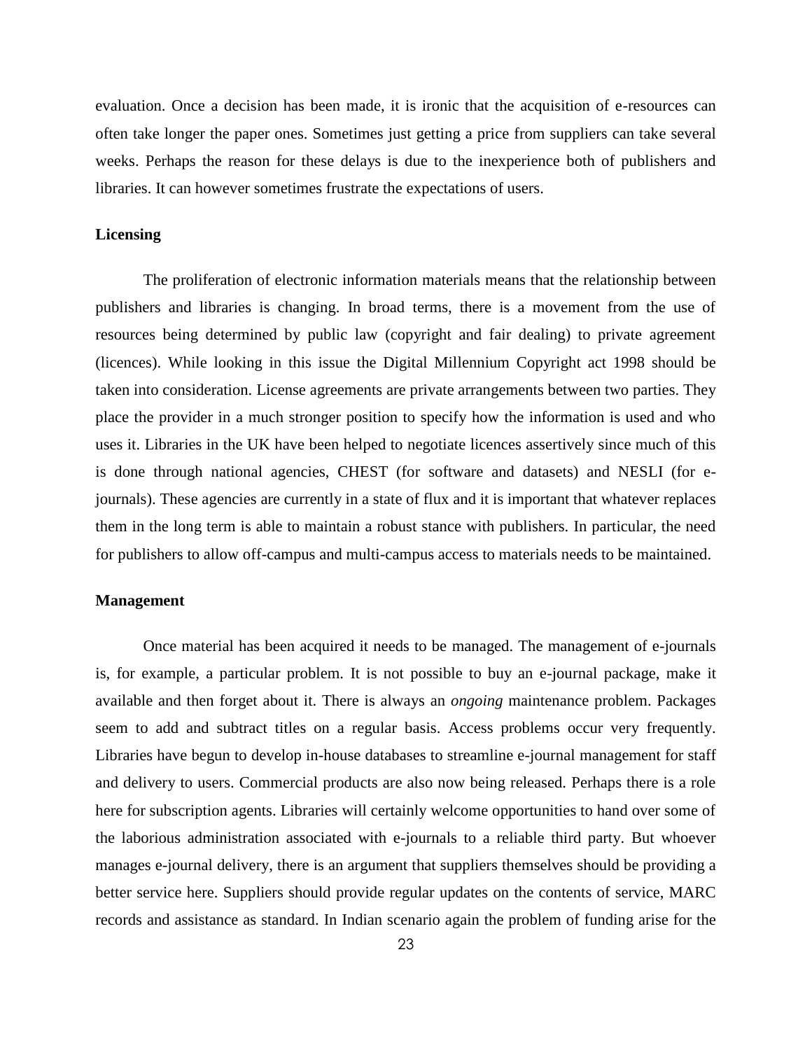evaluation. Once a decision has been made, it is ironic that the acquisition of e-resources can often take longer the paper ones. Sometimes just getting a price from suppliers can take several weeks. Perhaps the reason for these delays is due to the inexperience both of publishers and libraries. It can however sometimes frustrate the expectations of users.

**Licensing**

The proliferation of electronic information materials means that the relationship between publishers and libraries is changing. In broad terms, there is a movement from the use of resources being determined by public law (copyright and fair dealing) to private agreement (licences). While looking in this issue the Digital Millennium Copyright act 1998 should be taken into consideration. License agreements are private arrangements between two parties. They place the provider in a much stronger position to specify how the information is used and who uses it. Libraries in the UK have been helped to negotiate licences assertively since much of this is done through national agencies, CHEST (for software and datasets) and NESLI (for e-journals). These agencies are currently in a state of flux and it is important that whatever replaces them in the long term is able to maintain a robust stance with publishers. In particular, the need for publishers to allow off-campus and multi-campus access to materials needs to be maintained.

**Management**

Once material has been acquired it needs to be managed. The management of e-journals is, for example, a particular problem. It is not possible to buy an e-journal package, make it available and then forget about it. There is always an *ongoing* maintenance problem. Packages seem to add and subtract titles on a regular basis. Access problems occur very frequently. Libraries have begun to develop in-house databases to streamline e-journal management for staff and delivery to users. Commercial products are also now being released. Perhaps there is a role here for subscription agents. Libraries will certainly welcome opportunities to hand over some of the laborious administration associated with e-journals to a reliable third party. But whoever manages e-journal delivery, there is an argument that suppliers themselves should be providing a better service here. Suppliers should provide regular updates on the contents of service, MARC records and assistance as standard. In Indian scenario again the problem of funding arise for the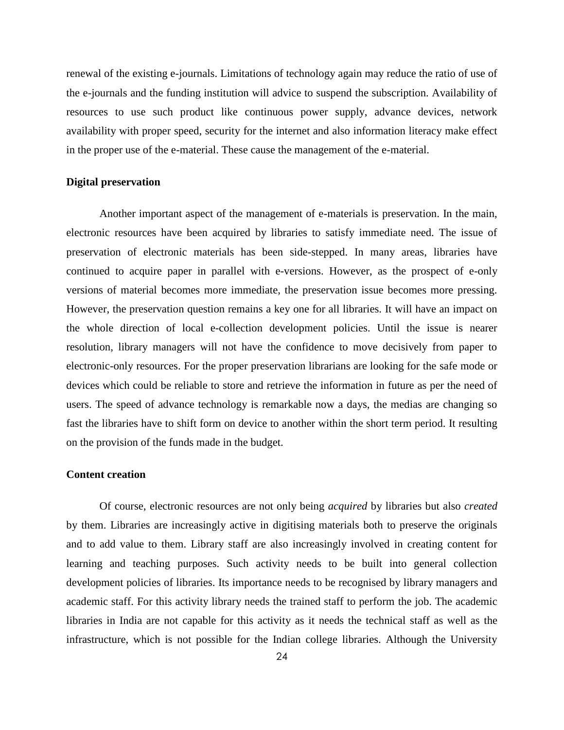renewal of the existing e-journals. Limitations of technology again may reduce the ratio of use of the e-journals and the funding institution will advice to suspend the subscription. Availability of resources to use such product like continuous power supply, advance devices, network availability with proper speed, security for the internet and also information literacy make effect in the proper use of the e-material. These cause the management of the e-material.

**Digital preservation**

Another important aspect of the management of e-materials is preservation. In the main, electronic resources have been acquired by libraries to satisfy immediate need. The issue of preservation of electronic materials has been side-stepped. In many areas, libraries have continued to acquire paper in parallel with e-versions. However, as the prospect of e-only versions of material becomes more immediate, the preservation issue becomes more pressing. However, the preservation question remains a key one for all libraries. It will have an impact on the whole direction of local e-collection development policies. Until the issue is nearer resolution, library managers will not have the confidence to move decisively from paper to electronic-only resources. For the proper preservation librarians are looking for the safe mode or devices which could be reliable to store and retrieve the information in future as per the need of users. The speed of advance technology is remarkable now a days, the medias are changing so fast the libraries have to shift form on device to another within the short term period. It resulting on the provision of the funds made in the budget.

**Content creation**

Of course, electronic resources are not only being *acquired* by libraries but also *created* by them. Libraries are increasingly active in digitising materials both to preserve the originals and to add value to them. Library staff are also increasingly involved in creating content for learning and teaching purposes. Such activity needs to be built into general collection development policies of libraries. Its importance needs to be recognised by library managers and academic staff. For this activity library needs the trained staff to perform the job. The academic libraries in India are not capable for this activity as it needs the technical staff as well as the infrastructure, which is not possible for the Indian college libraries. Although the University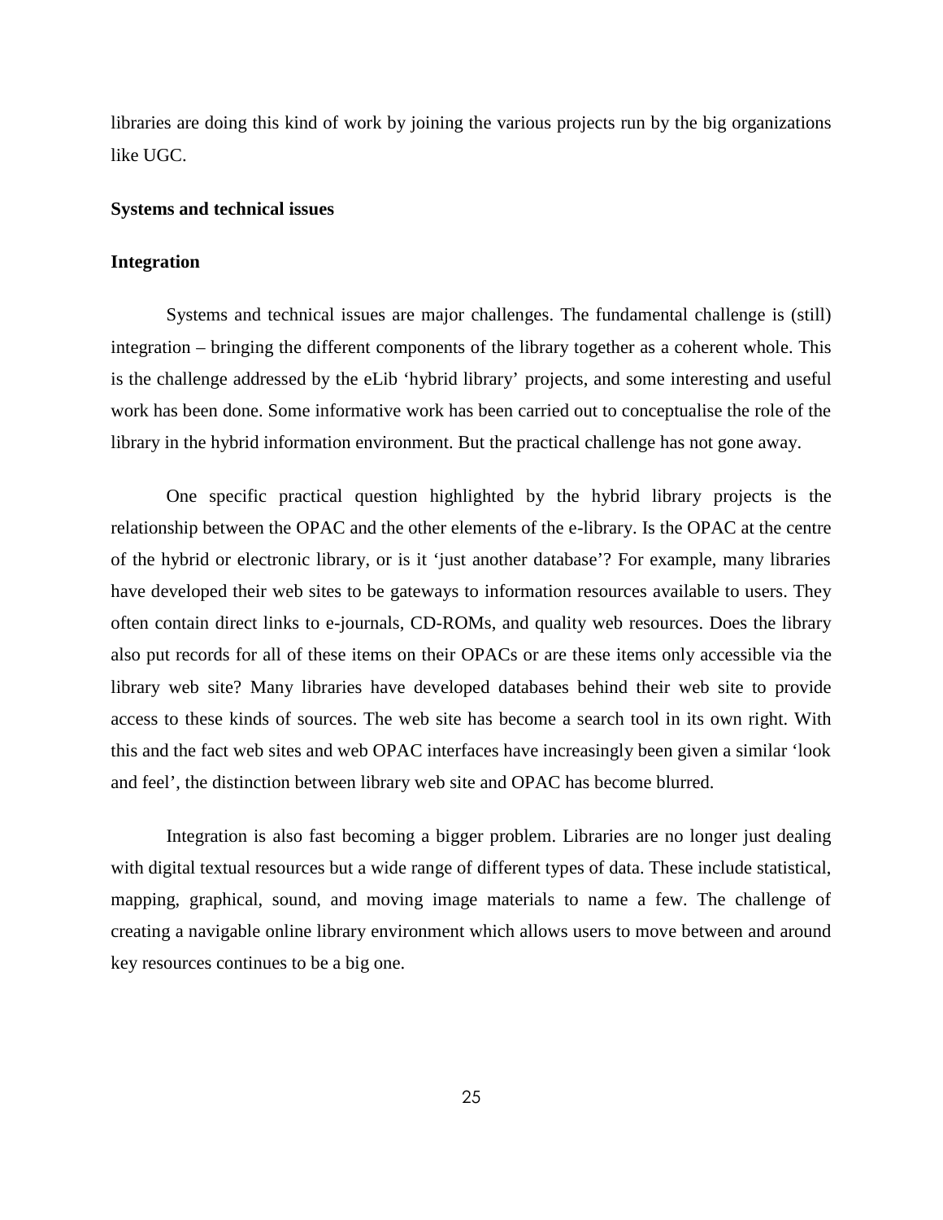libraries are doing this kind of work by joining the various projects run by the big organizations like UGC.

**Systems and technical issues**

**Integration**

Systems and technical issues are major challenges. The fundamental challenge is (still) integration – bringing the different components of the library together as a coherent whole. This is the challenge addressed by the eLib 'hybrid library' projects, and some interesting and useful work has been done. Some informative work has been carried out to conceptualise the role of the library in the hybrid information environment. But the practical challenge has not gone away.

One specific practical question highlighted by the hybrid library projects is the relationship between the OPAC and the other elements of the e-library. Is the OPAC at the centre of the hybrid or electronic library, or is it 'just another database'? For example, many libraries have developed their web sites to be gateways to information resources available to users. They often contain direct links to e-journals, CD-ROMs, and quality web resources. Does the library also put records for all of these items on their OPACs or are these items only accessible via the library web site? Many libraries have developed databases behind their web site to provide access to these kinds of sources. The web site has become a search tool in its own right. With this and the fact web sites and web OPAC interfaces have increasingly been given a similar 'look and feel', the distinction between library web site and OPAC has become blurred.

Integration is also fast becoming a bigger problem. Libraries are no longer just dealing with digital textual resources but a wide range of different types of data. These include statistical, mapping, graphical, sound, and moving image materials to name a few. The challenge of creating a navigable online library environment which allows users to move between and around key resources continues to be a big one.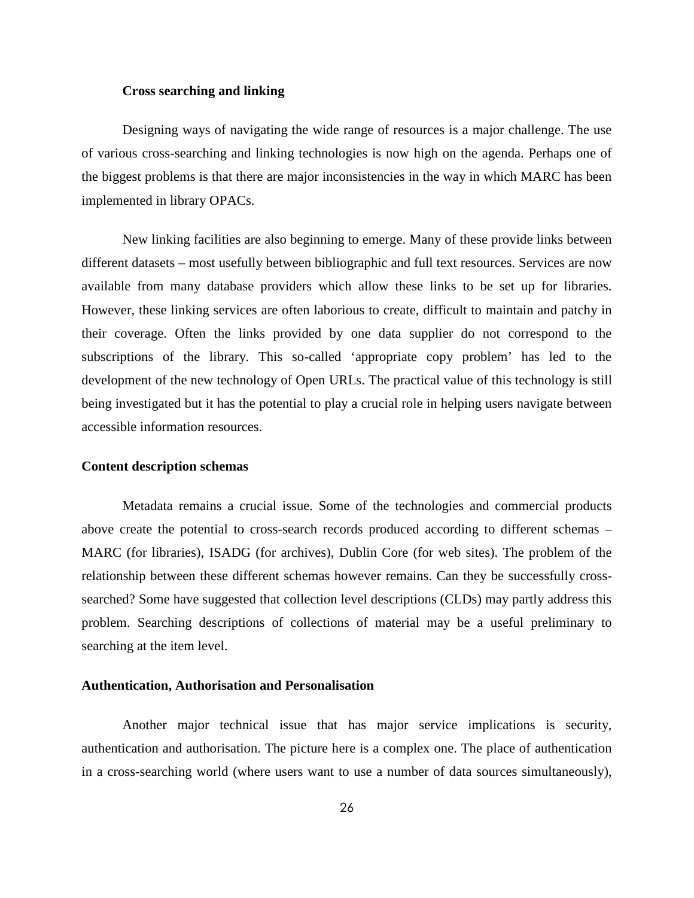### Cross searching and linking

Designing ways of navigating the wide range of resources is a major challenge. The use of various cross-searching and linking technologies is now high on the agenda. Perhaps one of the biggest problems is that there are major inconsistencies in the way in which MARC has been implemented in library OPACs.

New linking facilities are also beginning to emerge. Many of these provide links between different datasets – most usefully between bibliographic and full text resources. Services are now available from many database providers which allow these links to be set up for libraries. However, these linking services are often laborious to create, difficult to maintain and patchy in their coverage. Often the links provided by one data supplier do not correspond to the subscriptions of the library. This so-called 'appropriate copy problem' has led to the development of the new technology of Open URLs. The practical value of this technology is still being investigated but it has the potential to play a crucial role in helping users navigate between accessible information resources.

### Content description schemas

Metadata remains a crucial issue. Some of the technologies and commercial products above create the potential to cross-search records produced according to different schemas – MARC (for libraries), ISADG (for archives), Dublin Core (for web sites). The problem of the relationship between these different schemas however remains. Can they be successfully cross-searched? Some have suggested that collection level descriptions (CLDs) may partly address this problem. Searching descriptions of collections of material may be a useful preliminary to searching at the item level.

### Authentication, Authorisation and Personalisation

Another major technical issue that has major service implications is security, authentication and authorisation. The picture here is a complex one. The place of authentication in a cross-searching world (where users want to use a number of data sources simultaneously),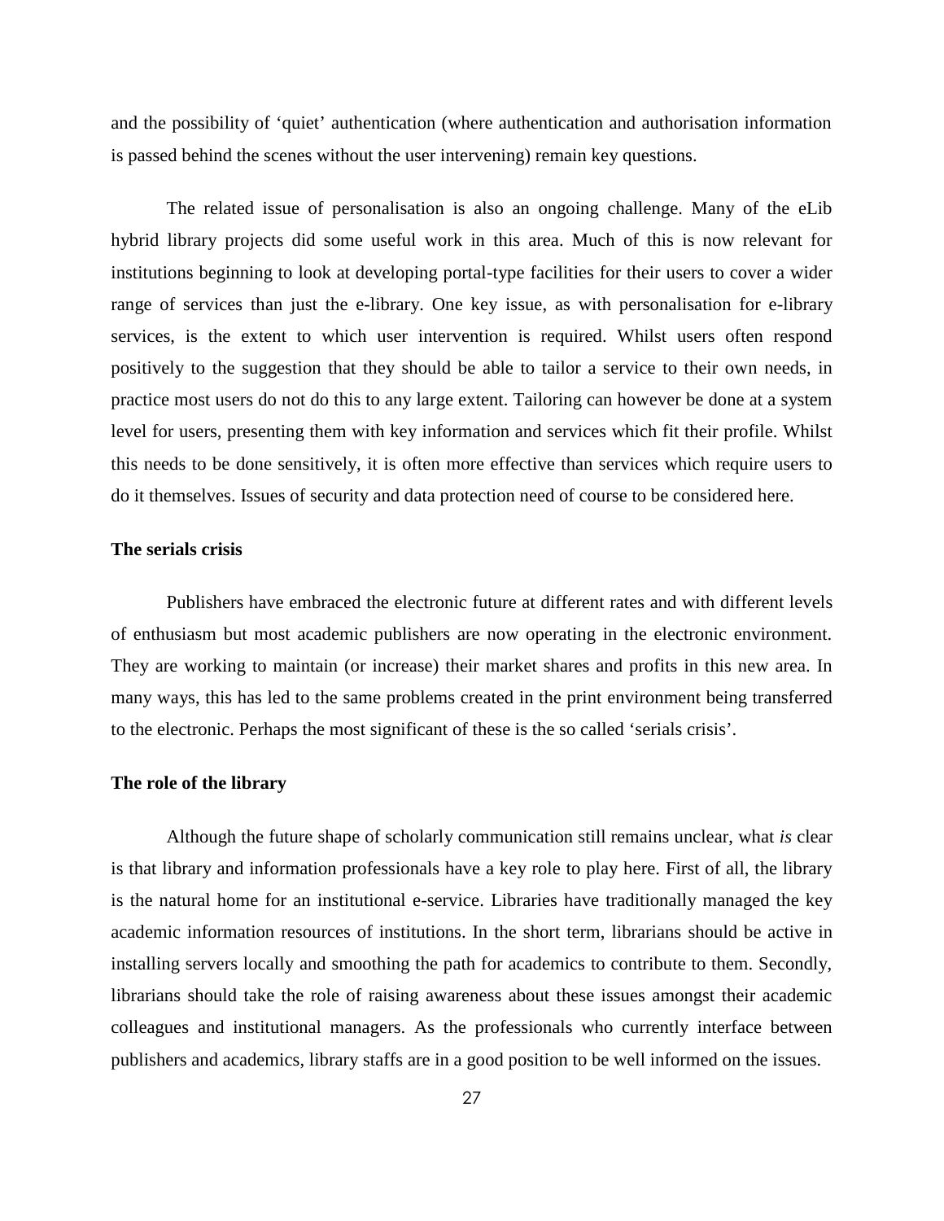and the possibility of 'quiet' authentication (where authentication and authorisation information is passed behind the scenes without the user intervening) remain key questions.

The related issue of personalisation is also an ongoing challenge. Many of the eLib hybrid library projects did some useful work in this area. Much of this is now relevant for institutions beginning to look at developing portal-type facilities for their users to cover a wider range of services than just the e-library. One key issue, as with personalisation for e-library services, is the extent to which user intervention is required. Whilst users often respond positively to the suggestion that they should be able to tailor a service to their own needs, in practice most users do not do this to any large extent. Tailoring can however be done at a system level for users, presenting them with key information and services which fit their profile. Whilst this needs to be done sensitively, it is often more effective than services which require users to do it themselves. Issues of security and data protection need of course to be considered here.

**The serials crisis**

Publishers have embraced the electronic future at different rates and with different levels of enthusiasm but most academic publishers are now operating in the electronic environment. They are working to maintain (or increase) their market shares and profits in this new area. In many ways, this has led to the same problems created in the print environment being transferred to the electronic. Perhaps the most significant of these is the so called 'serials crisis'.

**The role of the library**

Although the future shape of scholarly communication still remains unclear, what *is* clear is that library and information professionals have a key role to play here. First of all, the library is the natural home for an institutional e-service. Libraries have traditionally managed the key academic information resources of institutions. In the short term, librarians should be active in installing servers locally and smoothing the path for academics to contribute to them. Secondly, librarians should take the role of raising awareness about these issues amongst their academic colleagues and institutional managers. As the professionals who currently interface between publishers and academics, library staffs are in a good position to be well informed on the issues.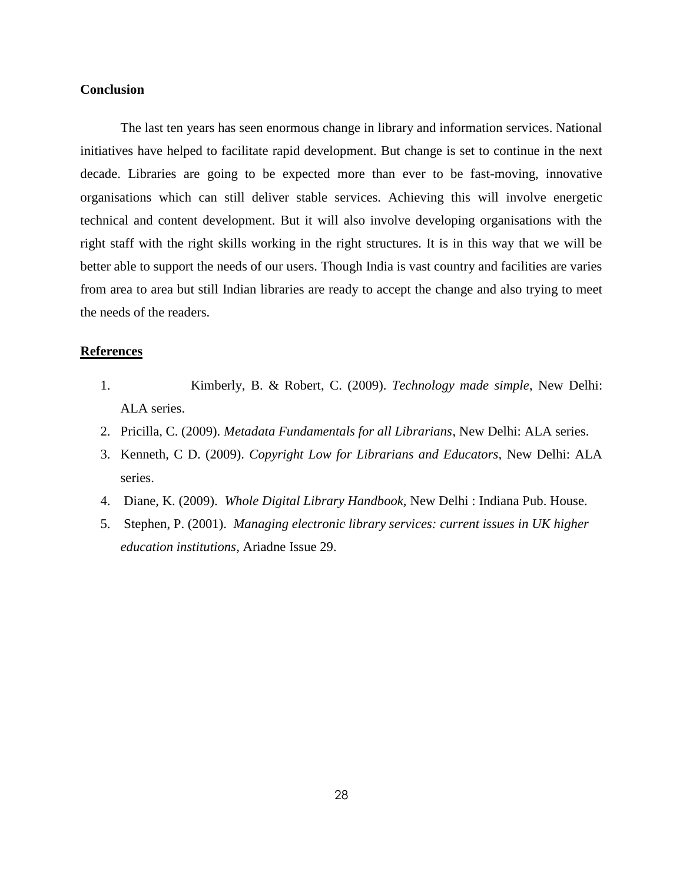## Conclusion

The last ten years has seen enormous change in library and information services. National initiatives have helped to facilitate rapid development. But change is set to continue in the next decade. Libraries are going to be expected more than ever to be fast-moving, innovative organisations which can still deliver stable services. Achieving this will involve energetic technical and content development. But it will also involve developing organisations with the right staff with the right skills working in the right structures. It is in this way that we will be better able to support the needs of our users. Though India is vast country and facilities are varies from area to area but still Indian libraries are ready to accept the change and also trying to meet the needs of the readers.

## References

1. Kimberly, B. & Robert, C. (2009). *Technology made simple*, New Delhi: ALA series.
2. Pricilla, C. (2009). *Metadata Fundamentals for all Librarians*, New Delhi: ALA series.
3. Kenneth, C D. (2009). *Copyright Low for Librarians and Educators*, New Delhi: ALA series.
4. Diane, K. (2009). *Whole Digital Library Handbook*, New Delhi : Indiana Pub. House.
5. Stephen, P. (2001). *Managing electronic library services: current issues in UK higher education institutions*, Ariadne Issue 29.